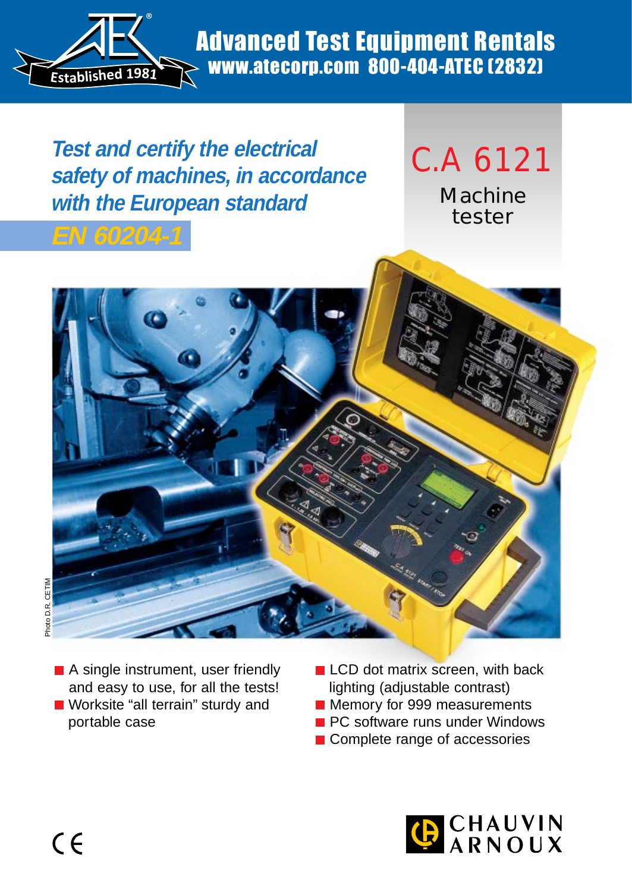Advanced Test Equipment Rentals
www.atecorp.com 800-404-ATEC (2832)

Established 1981

# C.A 6121

## Machine tester

*Test and certify the electrical safety of machines, in accordance with the European standard*

***EN 60204-1***

Photo D.R. CETIM

- A single instrument, user friendly and easy to use, for all the tests!
- Worksite "all terrain" sturdy and portable case
- LCD dot matrix screen, with back lighting (adjustable contrast)
- Memory for 999 measurements
- PC software runs under Windows
- Complete range of accessories

CE

CHAUVIN ARNOUX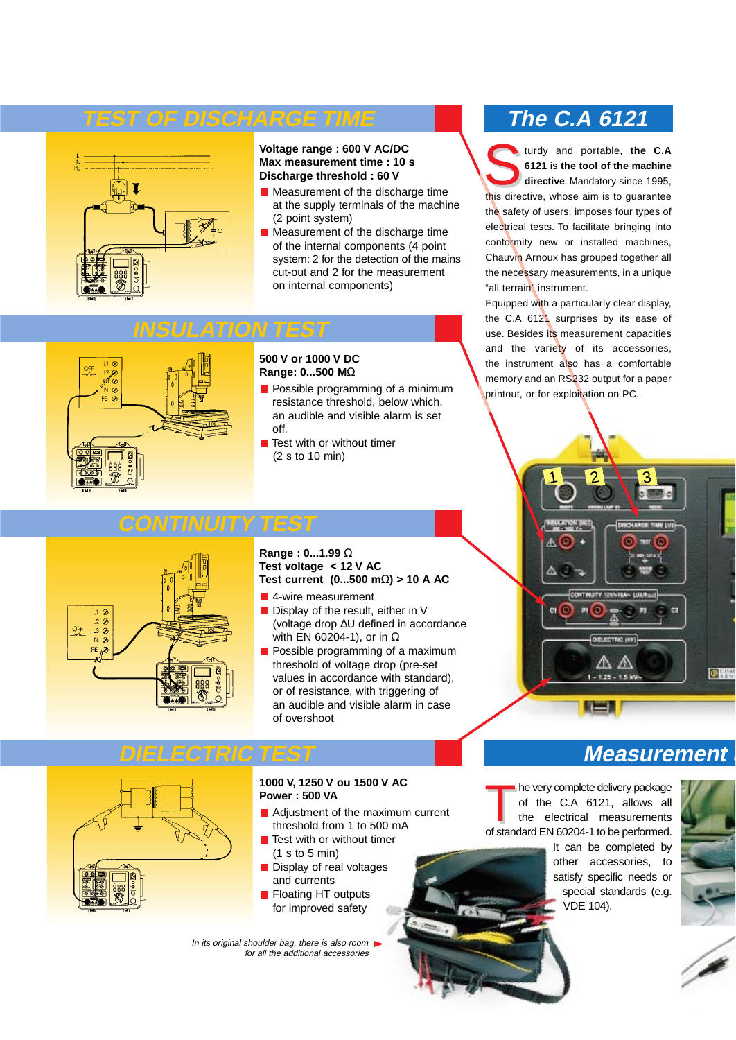## TEST OF DISCHARGE TIME

**Voltage range : 600 V AC/DC**
**Max measurement time : 10 s**
**Discharge threshold : 60 V**

- Measurement of the discharge time at the supply terminals of the machine (2 point system)
- Measurement of the discharge time of the internal components (4 point system: 2 for the detection of the mains cut-out and 2 for the measurement on internal components)

## INSULATION TEST

**500 V or 1000 V DC**
**Range: 0...500 MΩ**

- Possible programming of a minimum resistance threshold, below which, an audible and visible alarm is set off.
- Test with or without timer (2 s to 10 min)

## CONTINUITY TEST

**Range : 0...1.99 Ω**
**Test voltage < 12 V AC**
**Test current (0...500 mΩ) > 10 A AC**

- 4-wire measurement
- Display of the result, either in V (voltage drop ΔU defined in accordance with EN 60204-1), or in Ω
- Possible programming of a maximum threshold of voltage drop (pre-set values in accordance with standard), or of resistance, with triggering of an audible and visible alarm in case of overshoot

## DIELECTRIC TEST

**1000 V, 1250 V ou 1500 V AC**
**Power : 500 VA**

- Adjustment of the maximum current threshold from 1 to 500 mA
- Test with or without timer (1 s to 5 min)
- Display of real voltages and currents
- Floating HT outputs for improved safety

*In its original shoulder bag, there is also room for all the additional accessories*

## The C.A 6121

Sturdy and portable, **the C.A 6121** is **the tool of the machine directive**. Mandatory since 1995, this directive, whose aim is to guarantee the safety of users, imposes four types of electrical tests. To facilitate bringing into conformity new or installed machines, Chauvin Arnoux has grouped together all the necessary measurements, in a unique "all terrain" instrument.

Equipped with a particularly clear display, the C.A 6121 surprises by its ease of use. Besides its measurement capacities and the variety of its accessories, the instrument also has a comfortable memory and an RS232 output for a paper printout, or for exploitation on PC.

## Measurement

The very complete delivery package of the C.A 6121, allows all the electrical measurements of standard EN 60204-1 to be performed. It can be completed by other accessories, to satisfy specific needs or special standards (e.g. VDE 104).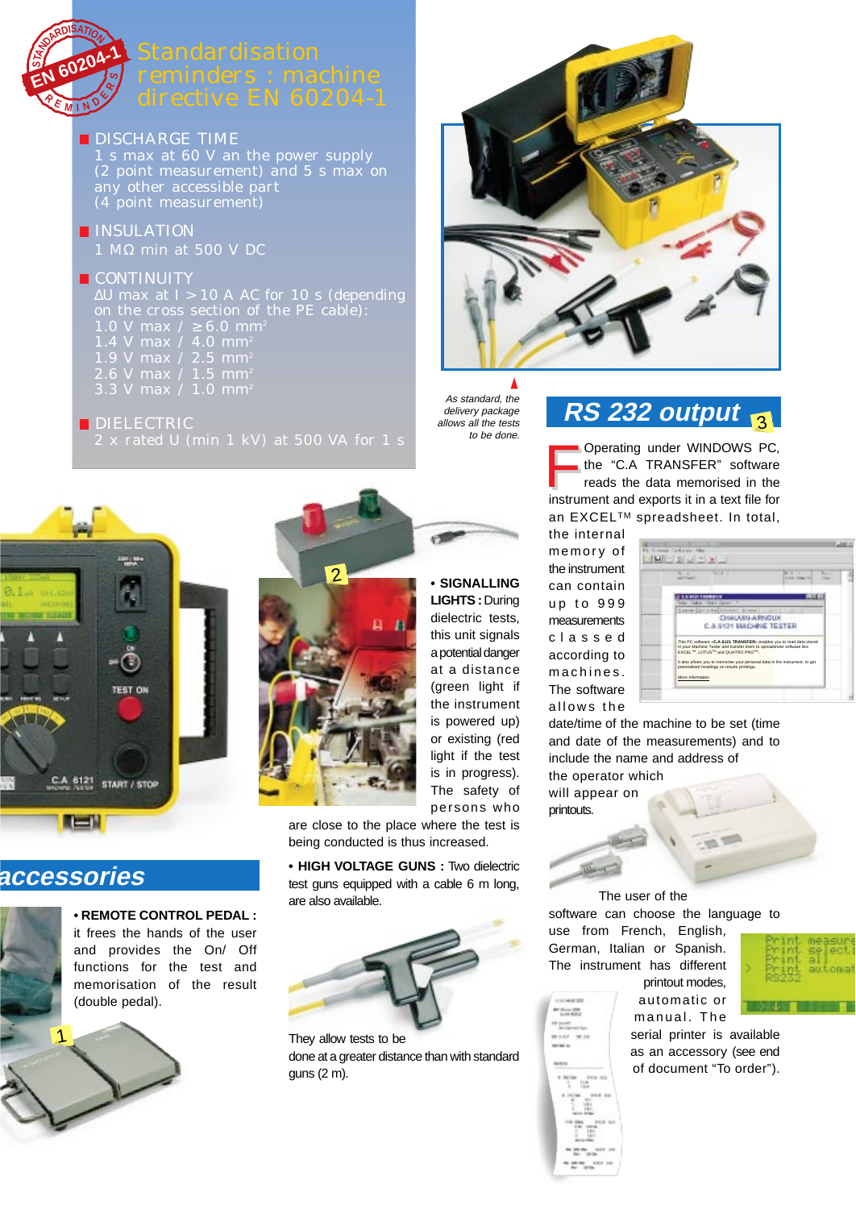## Standardisation reminders : machine directive EN 60204-1

**DISCHARGE TIME**
1 s max at 60 V an the power supply (2 point measurement) and 5 s max on any other accessible part (4 point measurement)

**INSULATION**
1 MΩ min at 500 V DC

**CONTINUITY**
ΔU max at I > 10 A AC for 10 s (depending on the cross section of the PE cable):
1.0 V max / ≥ 6.0 mm²
1.4 V max / 4.0 mm²
1.9 V max / 2.5 mm²
2.6 V max / 1.5 mm²
3.3 V max / 1.0 mm²

**DIELECTRIC**
2 x rated U (min 1 kV) at 500 VA for 1 s

*As standard, the delivery package allows all the tests to be done.*

## RS 232 output

From Operating under WINDOWS PC, the "C.A TRANSFER" software reads the data memorised in the instrument and exports it in a text file for an EXCEL™ spreadsheet. In total, the internal memory of the instrument can contain up to 999 measurements classed according to machines. The software allows the date/time of the machine to be set (time and date of the measurements) and to include the name and address of the operator which will appear on printouts.

The user of the software can choose the language to use from French, English, German, Italian or Spanish. The instrument has different printout modes, automatic or manual. The serial printer is available as an accessory (see end of document "To order").

## accessories

**• REMOTE CONTROL PEDAL :** it frees the hands of the user and provides the On/ Off functions for the test and memorisation of the result (double pedal).

**• SIGNALLING LIGHTS :** During dielectric tests, this unit signals a potential danger at a distance (green light if the instrument is powered up) or existing (red light if the test is in progress). The safety of persons who are close to the place where the test is being conducted is thus increased.

**• HIGH VOLTAGE GUNS :** Two dielectric test guns equipped with a cable 6 m long, are also available.

They allow tests to be done at a greater distance than with standard guns (2 m).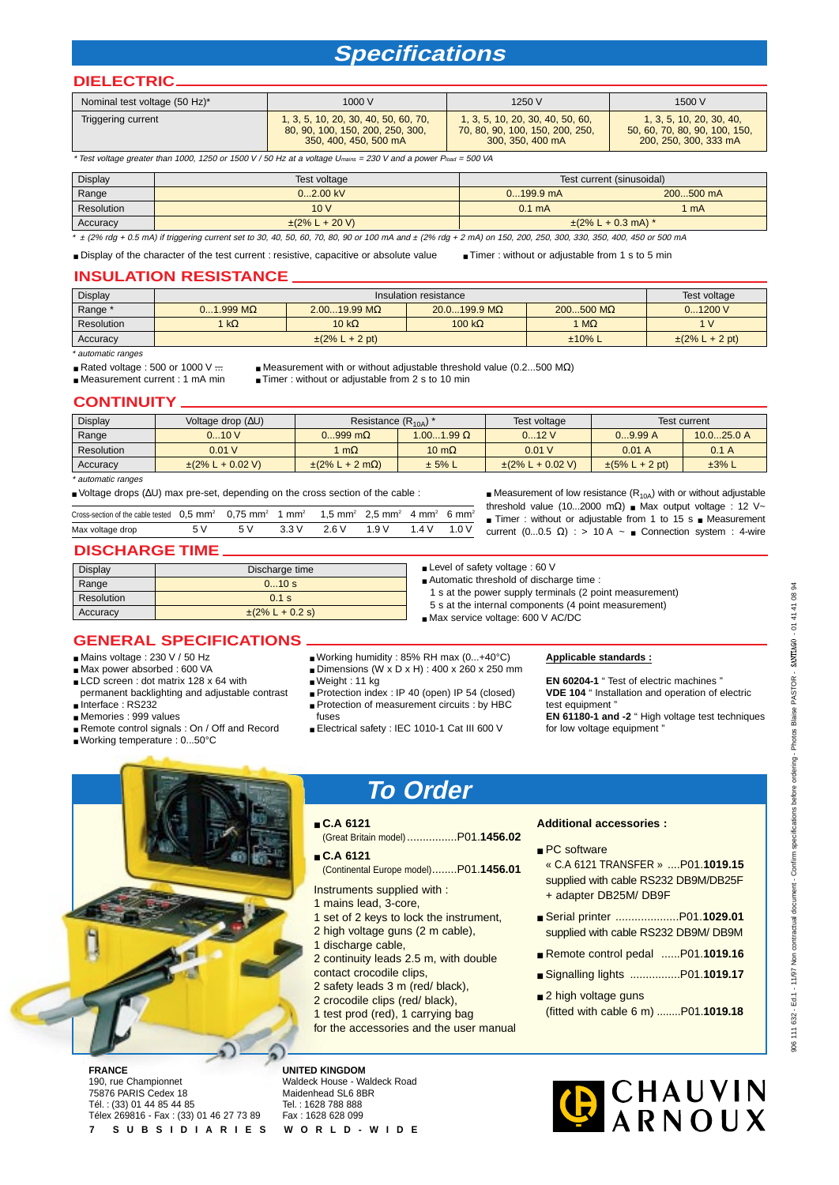# Specifications

## DIELECTRIC

| Nominal test voltage (50 Hz)* | 1000 V | 1250 V | 1500 V |
|---|---|---|---|
| Triggering current | 1, 3, 5, 10, 20, 30, 40, 50, 60, 70, 80, 90, 100, 150, 200, 250, 300, 350, 400, 450, 500 mA | 1, 3, 5, 10, 20, 30, 40, 50, 60, 70, 80, 90, 100, 150, 200, 250, 300, 350, 400 mA | 1, 3, 5, 10, 20, 30, 40, 50, 60, 70, 80, 90, 100, 150, 200, 250, 300, 333 mA |

*\* Test voltage greater than 1000, 1250 or 1500 V / 50 Hz at a voltage $U_{mains}$ = 230 V and a power $P_{load}$ = 500 VA*

| Display | Test voltage | Test current (sinusoidal) | |
|---|---|---|---|
| Range | 0...2.00 kV | 0...199.9 mA | 200...500 mA |
| Resolution | 10 V | 0.1 mA | 1 mA |
| Accuracy | ±(2% L + 20 V) | ±(2% L + 0.3 mA) * | |

*\* ± (2% rdg + 0.5 mA) if triggering current set to 30, 40, 50, 60, 70, 80, 90 or 100 mA and ± (2% rdg + 2 mA) on 150, 200, 250, 300, 330, 350, 400, 450 or 500 mA*

- Display of the character of the test current : resistive, capacitive or absolute value
- Timer : without or adjustable from 1 s to 5 min

## INSULATION RESISTANCE

| Display | Insulation resistance | | | | Test voltage |
|---|---|---|---|---|---|
| Range * | 0...1.999 MΩ | 2.00...19.99 MΩ | 20.0...199.9 MΩ | 200...500 MΩ | 0...1200 V |
| Resolution | 1 kΩ | 10 kΩ | 100 kΩ | 1 MΩ | 1 V |
| Accuracy | ±(2% L + 2 pt) | | | ±10% L | ±(2% L + 2 pt) |

*\* automatic ranges*

- Rated voltage : 500 or 1000 V ⎓
- Measurement current : 1 mA min
- Measurement with or without adjustable threshold value (0.2...500 MΩ)
- Timer : without or adjustable from 2 s to 10 min

## CONTINUITY

| Display | Voltage drop (ΔU) | Resistance ($R_{10A}$) * | | Test voltage | Test current | |
|---|---|---|---|---|---|---|
| Range | 0...10 V | 0...999 mΩ | 1.00...1.99 Ω | 0...12 V | 0...9.99 A | 10.0...25.0 A |
| Resolution | 0.01 V | 1 mΩ | 10 mΩ | 0.01 V | 0.01 A | 0.1 A |
| Accuracy | ±(2% L + 0.02 V) | ±(2% L + 2 mΩ) | ± 5% L | ±(2% L + 0.02 V) | ±(5% L + 2 pt) | ±3% L |

*\* automatic ranges*

- Voltage drops (ΔU) max pre-set, depending on the cross section of the cable :

| Cross-section of the cable tested | 0,5 mm² | 0,75 mm² | 1 mm² | 1,5 mm² | 2,5 mm² | 4 mm² | 6 mm² |
|---|---|---|---|---|---|---|---|
| Max voltage drop | 5 V | 5 V | 3.3 V | 2.6 V | 1.9 V | 1.4 V | 1.0 V |

- Measurement of low resistance ($R_{10A}$) with or without adjustable threshold value (10...2000 mΩ)
- Max output voltage : 12 V~
- Timer : without or adjustable from 1 to 15 s
- Measurement current (0...0.5 Ω) : > 10 A ~
- Connection system : 4-wire

## DISCHARGE TIME

| Display | Discharge time |
|---|---|
| Range | 0...10 s |
| Resolution | 0.1 s |
| Accuracy | ±(2% L + 0.2 s) |

- Level of safety voltage : 60 V
- Automatic threshold of discharge time :
  1 s at the power supply terminals (2 point measurement)
  5 s at the internal components (4 point measurement)
- Max service voltage: 600 V AC/DC

## GENERAL SPECIFICATIONS

- Mains voltage : 230 V / 50 Hz
- Max power absorbed : 600 VA
- LCD screen : dot matrix 128 x 64 with permanent backlighting and adjustable contrast
- Interface : RS232
- Memories : 999 values
- Remote control signals : On / Off and Record
- Working temperature : 0...50°C
- Working humidity : 85% RH max (0...+40°C)
- Dimensions (W x D x H) : 400 x 260 x 250 mm
- Weight : 11 kg
- Protection index : IP 40 (open) IP 54 (closed)
- Protection of measurement circuits : by HBC fuses
- Electrical safety : IEC 1010-1 Cat III 600 V

**Applicable standards :**

**EN 60204-1** " Test of electric machines "
**VDE 104** " Installation and operation of electric test equipment "
**EN 61180-1 and -2** " High voltage test techniques for low voltage equipment "

# To Order

- **C.A 6121**
  (Great Britain model)................P01.**1456.02**
- **C.A 6121**
  (Continental Europe model)........P01.**1456.01**

Instruments supplied with :
1 mains lead, 3-core,
1 set of 2 keys to lock the instrument,
2 high voltage guns (2 m cable),
1 discharge cable,
2 continuity leads 2.5 m, with double contact crocodile clips,
2 safety leads 3 m (red/ black),
2 crocodile clips (red/ black),
1 test prod (red), 1 carrying bag
for the accessories and the user manual

**Additional accessories :**

- PC software
  « C.A 6121 TRANSFER » ....P01.**1019.15**
  supplied with cable RS232 DB9M/DB25F + adapter DB25M/ DB9F
- Serial printer ....................P01.**1029.01**
  supplied with cable RS232 DB9M/ DB9M
- Remote control pedal ......P01.**1019.16**
- Signalling lights ................P01.**1019.17**
- 2 high voltage guns
  (fitted with cable 6 m) ........P01.**1019.18**

**FRANCE**
190, rue Championnet
75876 PARIS Cedex 18
Tél. : (33) 01 44 85 44 85
Télex 269816 - Fax : (33) 01 46 27 73 89

**UNITED KINGDOM**
Waldeck House - Waldeck Road
Maidenhead SL6 8BR
Tel. : 1628 788 888
Fax : 1628 628 099

**7 SUBSIDIARIES WORLD-WIDE**

CHAUVIN ARNOUX

906 111 632 - Ed.1 - 11/97 Non contractual document - Confirm specifications before ordering - Photos Blaise PASTOR - SANTIAGO - 01 41 41 08 94